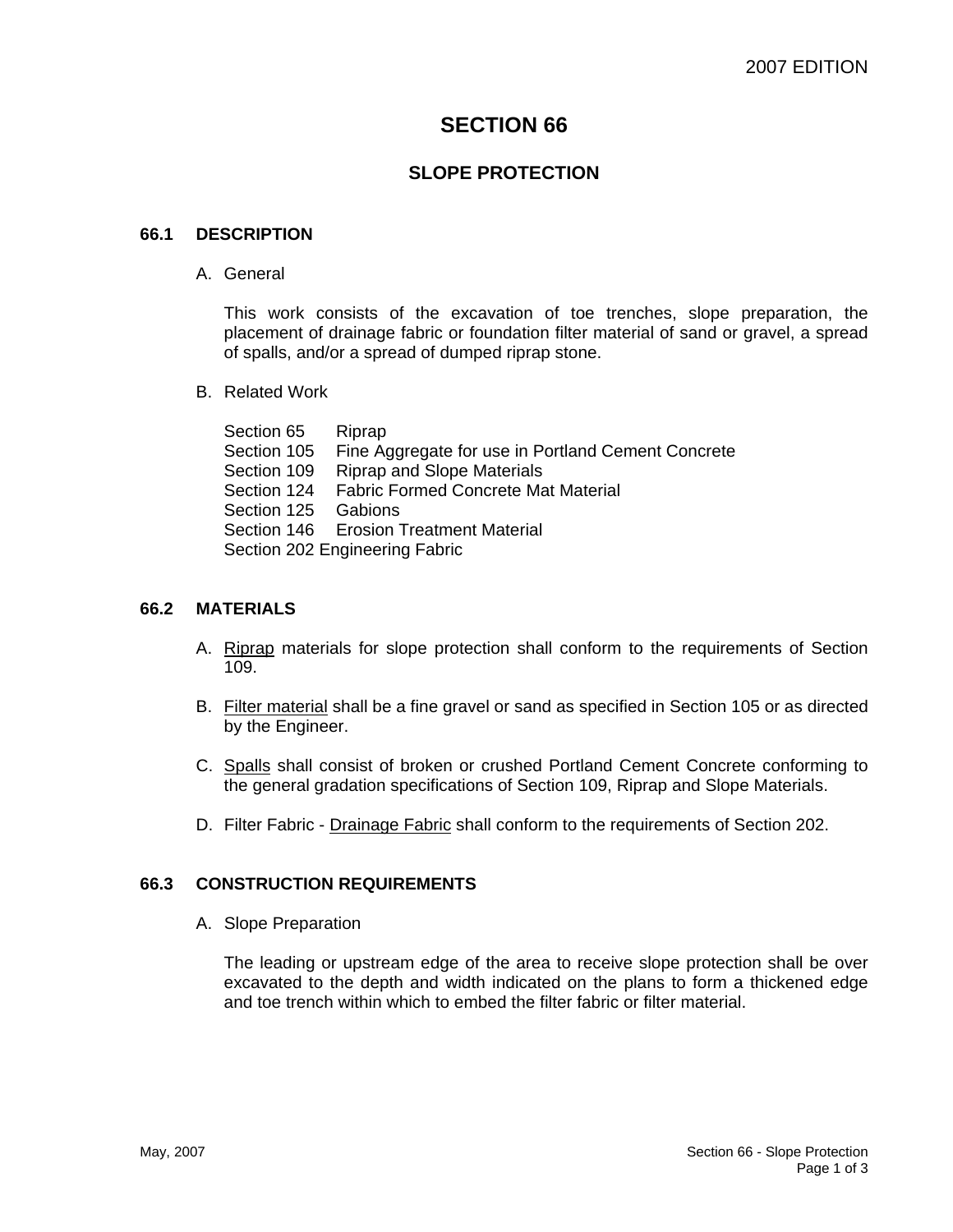2007 EDITION

# SECTION 66

## SLOPE PROTECTION

### 66.1 DESCRIPTION

A. General

This work consists of the excavation of toe trenches, slope preparation, the placement of drainage fabric or foundation filter material of sand or gravel, a spread of spalls, and/or a spread of dumped riprap stone.

B. Related Work

Section 65 Riprap
Section 105 Fine Aggregate for use in Portland Cement Concrete
Section 109 Riprap and Slope Materials
Section 124 Fabric Formed Concrete Mat Material
Section 125 Gabions
Section 146 Erosion Treatment Material
Section 202 Engineering Fabric

### 66.2 MATERIALS

A. Riprap materials for slope protection shall conform to the requirements of Section 109.

B. Filter material shall be a fine gravel or sand as specified in Section 105 or as directed by the Engineer.

C. Spalls shall consist of broken or crushed Portland Cement Concrete conforming to the general gradation specifications of Section 109, Riprap and Slope Materials.

D. Filter Fabric - Drainage Fabric shall conform to the requirements of Section 202.

### 66.3 CONSTRUCTION REQUIREMENTS

A. Slope Preparation

The leading or upstream edge of the area to receive slope protection shall be over excavated to the depth and width indicated on the plans to form a thickened edge and toe trench within which to embed the filter fabric or filter material.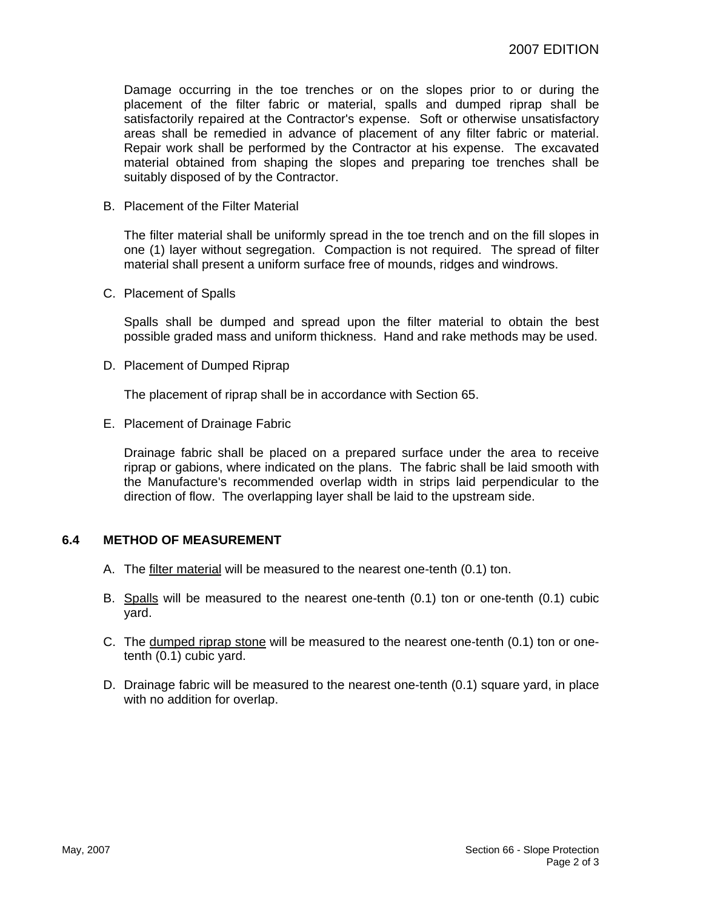Damage occurring in the toe trenches or on the slopes prior to or during the placement of the filter fabric or material, spalls and dumped riprap shall be satisfactorily repaired at the Contractor's expense. Soft or otherwise unsatisfactory areas shall be remedied in advance of placement of any filter fabric or material. Repair work shall be performed by the Contractor at his expense. The excavated material obtained from shaping the slopes and preparing toe trenches shall be suitably disposed of by the Contractor.

B. Placement of the Filter Material

The filter material shall be uniformly spread in the toe trench and on the fill slopes in one (1) layer without segregation. Compaction is not required. The spread of filter material shall present a uniform surface free of mounds, ridges and windrows.

C. Placement of Spalls

Spalls shall be dumped and spread upon the filter material to obtain the best possible graded mass and uniform thickness. Hand and rake methods may be used.

D. Placement of Dumped Riprap

The placement of riprap shall be in accordance with Section 65.

E. Placement of Drainage Fabric

Drainage fabric shall be placed on a prepared surface under the area to receive riprap or gabions, where indicated on the plans. The fabric shall be laid smooth with the Manufacture's recommended overlap width in strips laid perpendicular to the direction of flow. The overlapping layer shall be laid to the upstream side.

## 6.4 METHOD OF MEASUREMENT

A. The filter material will be measured to the nearest one-tenth (0.1) ton.

B. Spalls will be measured to the nearest one-tenth (0.1) ton or one-tenth (0.1) cubic yard.

C. The dumped riprap stone will be measured to the nearest one-tenth (0.1) ton or one-tenth (0.1) cubic yard.

D. Drainage fabric will be measured to the nearest one-tenth (0.1) square yard, in place with no addition for overlap.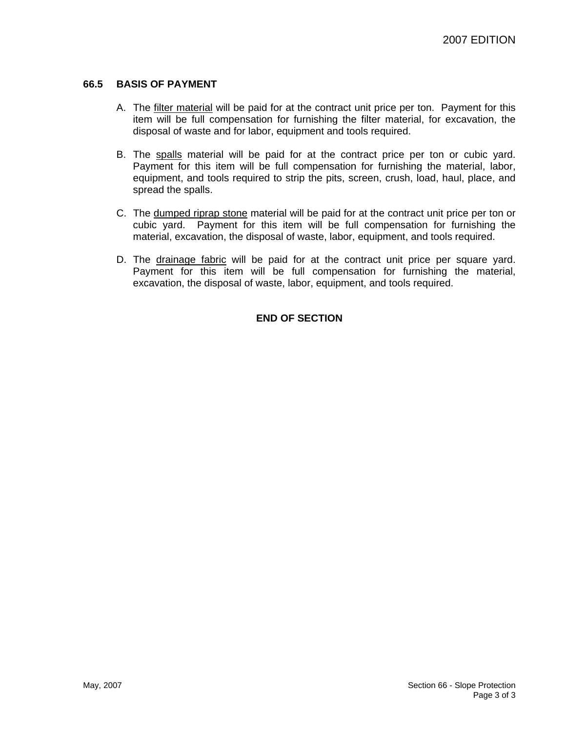### 66.5 BASIS OF PAYMENT

A. The filter material will be paid for at the contract unit price per ton. Payment for this item will be full compensation for furnishing the filter material, for excavation, the disposal of waste and for labor, equipment and tools required.

B. The spalls material will be paid for at the contract price per ton or cubic yard. Payment for this item will be full compensation for furnishing the material, labor, equipment, and tools required to strip the pits, screen, crush, load, haul, place, and spread the spalls.

C. The dumped riprap stone material will be paid for at the contract unit price per ton or cubic yard. Payment for this item will be full compensation for furnishing the material, excavation, the disposal of waste, labor, equipment, and tools required.

D. The drainage fabric will be paid for at the contract unit price per square yard. Payment for this item will be full compensation for furnishing the material, excavation, the disposal of waste, labor, equipment, and tools required.

**END OF SECTION**